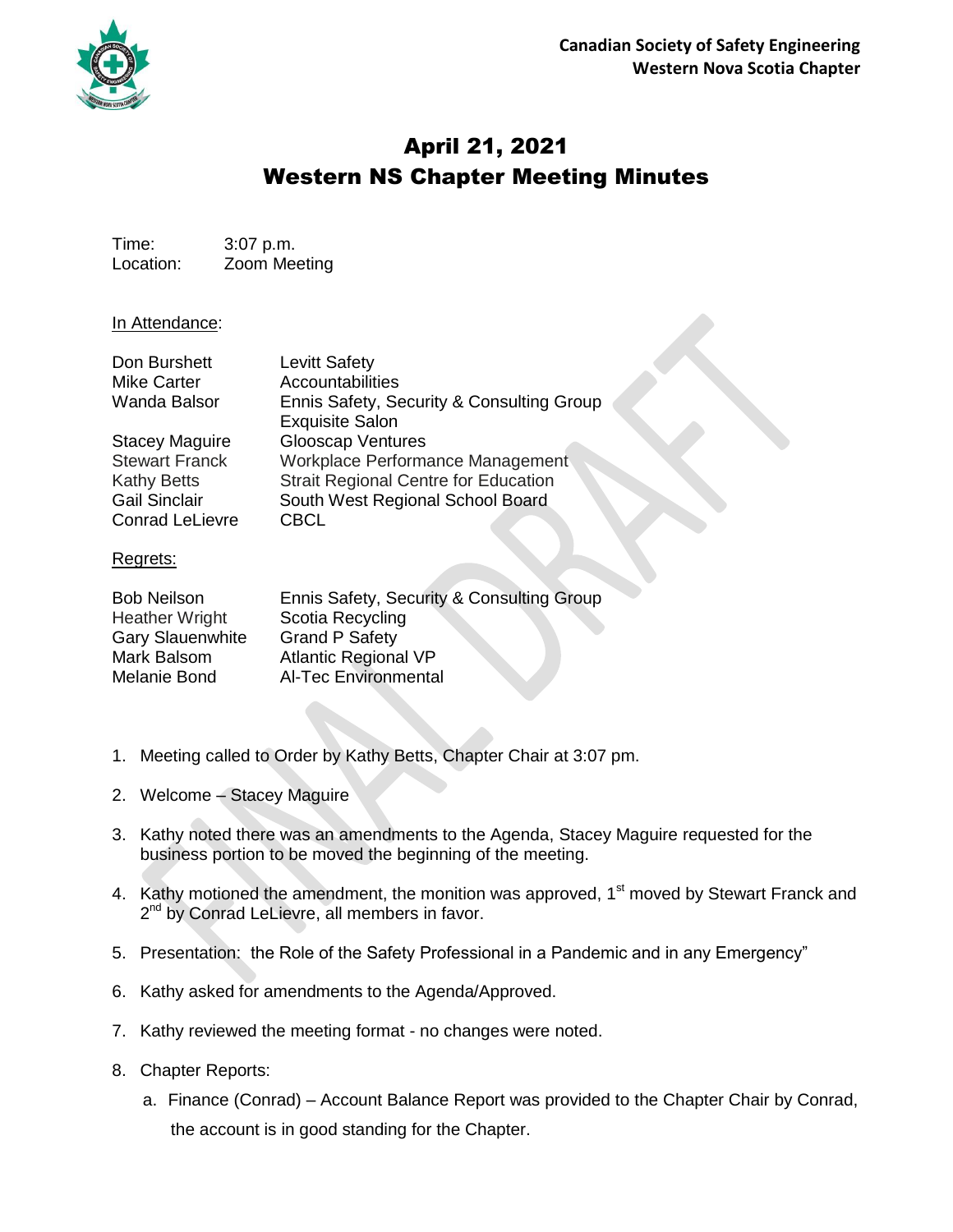Canadian Society of Safety Engineering
Western Nova Scotia Chapter

# April 21, 2021
# Western NS Chapter Meeting Minutes

Time: 3:07 p.m.
Location: Zoom Meeting

In Attendance:

| | |
|---|---|
| Don Burshett | Levitt Safety |
| Mike Carter | Accountabilities |
| Wanda Balsor | Ennis Safety, Security & Consulting Group Exquisite Salon |
| Stacey Maguire | Glooscap Ventures |
| Stewart Franck | Workplace Performance Management |
| Kathy Betts | Strait Regional Centre for Education |
| Gail Sinclair | South West Regional School Board |
| Conrad LeLievre | CBCL |

Regrets:

| | |
|---|---|
| Bob Neilson | Ennis Safety, Security & Consulting Group |
| Heather Wright | Scotia Recycling |
| Gary Slauenwhite | Grand P Safety |
| Mark Balsom | Atlantic Regional VP |
| Melanie Bond | Al-Tec Environmental |

1. Meeting called to Order by Kathy Betts, Chapter Chair at 3:07 pm.
2. Welcome – Stacey Maguire
3. Kathy noted there was an amendments to the Agenda, Stacey Maguire requested for the business portion to be moved the beginning of the meeting.
4. Kathy motioned the amendment, the monition was approved, 1st moved by Stewart Franck and 2nd by Conrad LeLievre, all members in favor.
5. Presentation: the Role of the Safety Professional in a Pandemic and in any Emergency"
6. Kathy asked for amendments to the Agenda/Approved.
7. Kathy reviewed the meeting format - no changes were noted.
8. Chapter Reports:
   a. Finance (Conrad) – Account Balance Report was provided to the Chapter Chair by Conrad, the account is in good standing for the Chapter.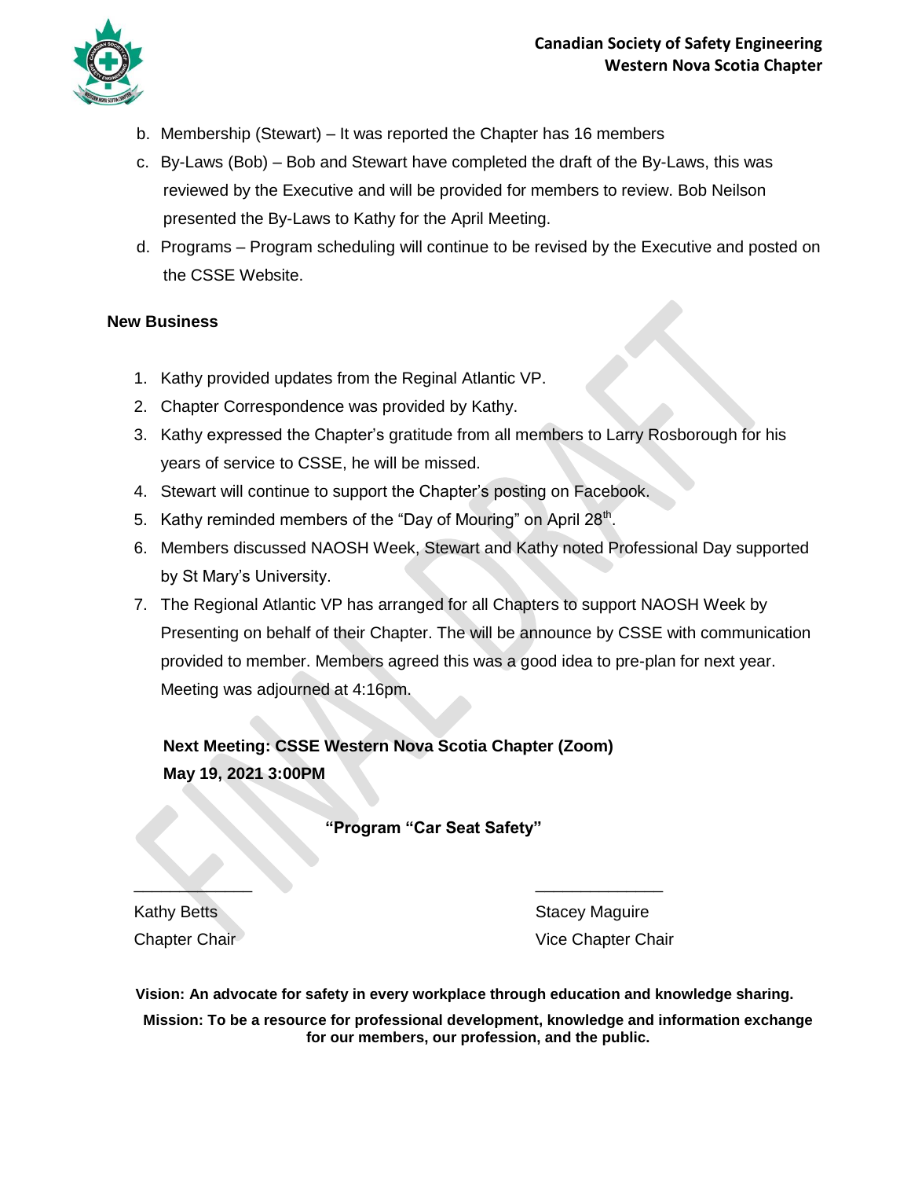b. Membership (Stewart) – It was reported the Chapter has 16 members

c. By-Laws (Bob) – Bob and Stewart have completed the draft of the By-Laws, this was reviewed by the Executive and will be provided for members to review. Bob Neilson presented the By-Laws to Kathy for the April Meeting.

d. Programs – Program scheduling will continue to be revised by the Executive and posted on the CSSE Website.

**New Business**

1. Kathy provided updates from the Reginal Atlantic VP.
2. Chapter Correspondence was provided by Kathy.
3. Kathy expressed the Chapter's gratitude from all members to Larry Rosborough for his years of service to CSSE, he will be missed.
4. Stewart will continue to support the Chapter's posting on Facebook.
5. Kathy reminded members of the "Day of Mouring" on April 28th.
6. Members discussed NAOSH Week, Stewart and Kathy noted Professional Day supported by St Mary's University.
7. The Regional Atlantic VP has arranged for all Chapters to support NAOSH Week by Presenting on behalf of their Chapter. The will be announce by CSSE with communication provided to member. Members agreed this was a good idea to pre-plan for next year. Meeting was adjourned at 4:16pm.

**Next Meeting: CSSE Western Nova Scotia Chapter (Zoom)**
**May 19, 2021 3:00PM**

**"Program "Car Seat Safety"**

| | |
|---|---|
| _____________ | _____________ |
| Kathy Betts | Stacey Maguire |
| Chapter Chair | Vice Chapter Chair |

**Vision: An advocate for safety in every workplace through education and knowledge sharing.**

**Mission: To be a resource for professional development, knowledge and information exchange for our members, our profession, and the public.**